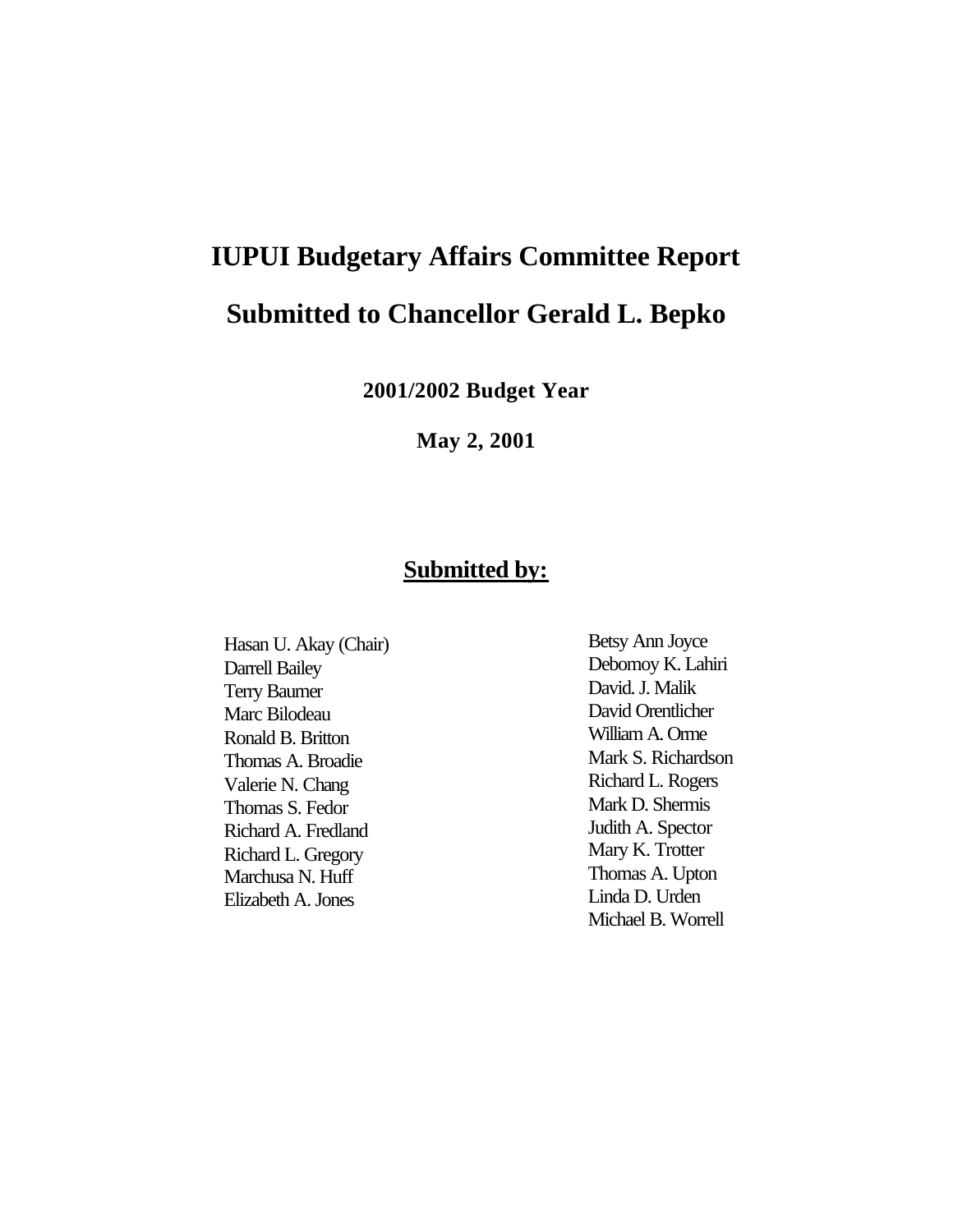# IUPUI Budgetary Affairs Committee Report

# Submitted to Chancellor Gerald L. Bepko

**2001/2002 Budget Year**

**May 2, 2001**

## Submitted by:

Hasan U. Akay (Chair)
Darrell Bailey
Terry Baumer
Marc Bilodeau
Ronald B. Britton
Thomas A. Broadie
Valerie N. Chang
Thomas S. Fedor
Richard A. Fredland
Richard L. Gregory
Marchusa N. Huff
Elizabeth A. Jones
Betsy Ann Joyce
Debomoy K. Lahiri
David. J. Malik
David Orentlicher
William A. Orme
Mark S. Richardson
Richard L. Rogers
Mark D. Shermis
Judith A. Spector
Mary K. Trotter
Thomas A. Upton
Linda D. Urden
Michael B. Worrell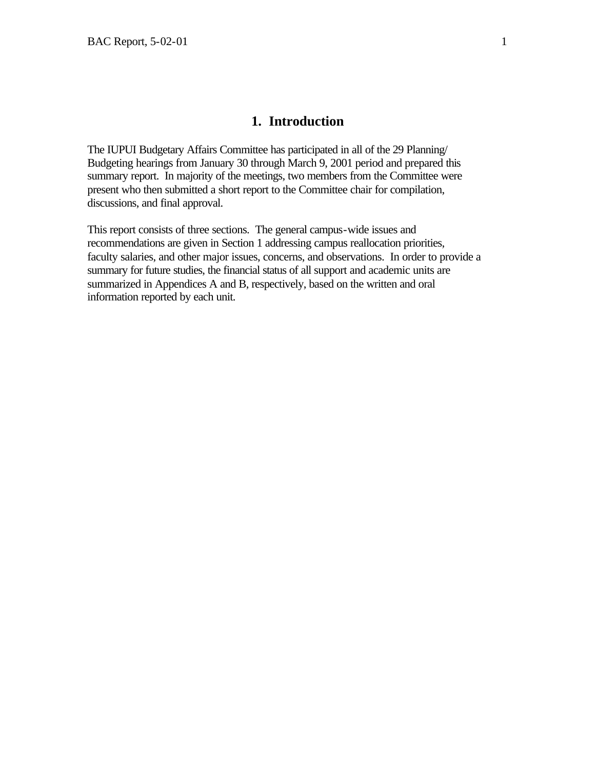# 1. Introduction

The IUPUI Budgetary Affairs Committee has participated in all of the 29 Planning/ Budgeting hearings from January 30 through March 9, 2001 period and prepared this summary report. In majority of the meetings, two members from the Committee were present who then submitted a short report to the Committee chair for compilation, discussions, and final approval.

This report consists of three sections. The general campus-wide issues and recommendations are given in Section 1 addressing campus reallocation priorities, faculty salaries, and other major issues, concerns, and observations. In order to provide a summary for future studies, the financial status of all support and academic units are summarized in Appendices A and B, respectively, based on the written and oral information reported by each unit.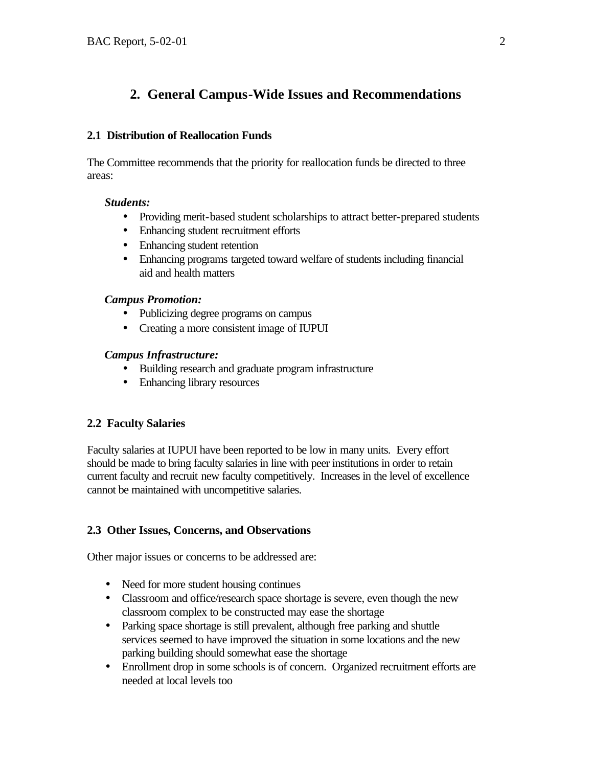# 2. General Campus-Wide Issues and Recommendations

## 2.1 Distribution of Reallocation Funds

The Committee recommends that the priority for reallocation funds be directed to three areas:

***Students:***

- Providing merit-based student scholarships to attract better-prepared students
- Enhancing student recruitment efforts
- Enhancing student retention
- Enhancing programs targeted toward welfare of students including financial aid and health matters

***Campus Promotion:***

- Publicizing degree programs on campus
- Creating a more consistent image of IUPUI

***Campus Infrastructure:***

- Building research and graduate program infrastructure
- Enhancing library resources

## 2.2 Faculty Salaries

Faculty salaries at IUPUI have been reported to be low in many units. Every effort should be made to bring faculty salaries in line with peer institutions in order to retain current faculty and recruit new faculty competitively. Increases in the level of excellence cannot be maintained with uncompetitive salaries.

## 2.3 Other Issues, Concerns, and Observations

Other major issues or concerns to be addressed are:

- Need for more student housing continues
- Classroom and office/research space shortage is severe, even though the new classroom complex to be constructed may ease the shortage
- Parking space shortage is still prevalent, although free parking and shuttle services seemed to have improved the situation in some locations and the new parking building should somewhat ease the shortage
- Enrollment drop in some schools is of concern. Organized recruitment efforts are needed at local levels too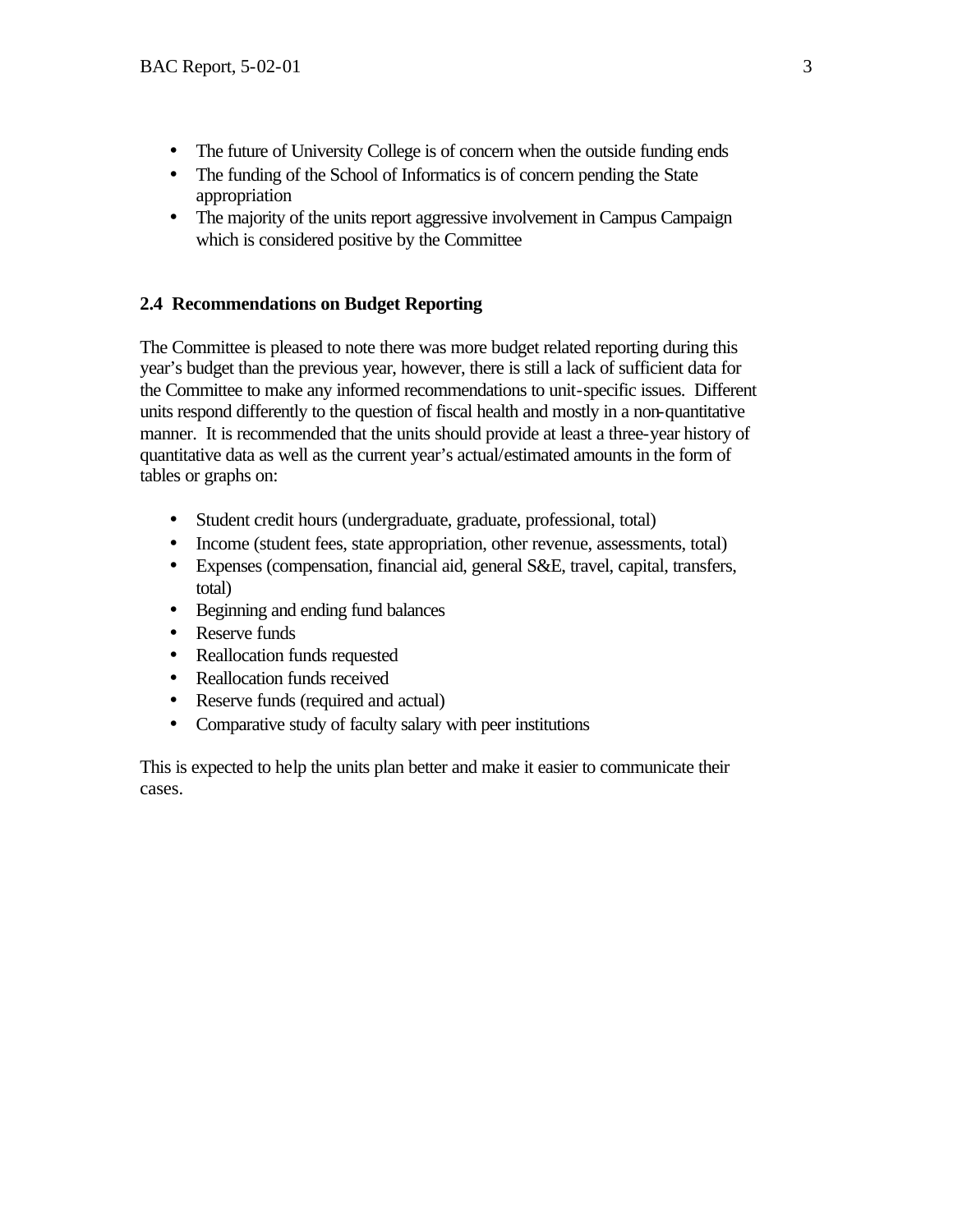- The future of University College is of concern when the outside funding ends
- The funding of the School of Informatics is of concern pending the State appropriation
- The majority of the units report aggressive involvement in Campus Campaign which is considered positive by the Committee

### 2.4 Recommendations on Budget Reporting

The Committee is pleased to note there was more budget related reporting during this year's budget than the previous year, however, there is still a lack of sufficient data for the Committee to make any informed recommendations to unit-specific issues. Different units respond differently to the question of fiscal health and mostly in a non-quantitative manner. It is recommended that the units should provide at least a three-year history of quantitative data as well as the current year's actual/estimated amounts in the form of tables or graphs on:

- Student credit hours (undergraduate, graduate, professional, total)
- Income (student fees, state appropriation, other revenue, assessments, total)
- Expenses (compensation, financial aid, general S&E, travel, capital, transfers, total)
- Beginning and ending fund balances
- Reserve funds
- Reallocation funds requested
- Reallocation funds received
- Reserve funds (required and actual)
- Comparative study of faculty salary with peer institutions

This is expected to help the units plan better and make it easier to communicate their cases.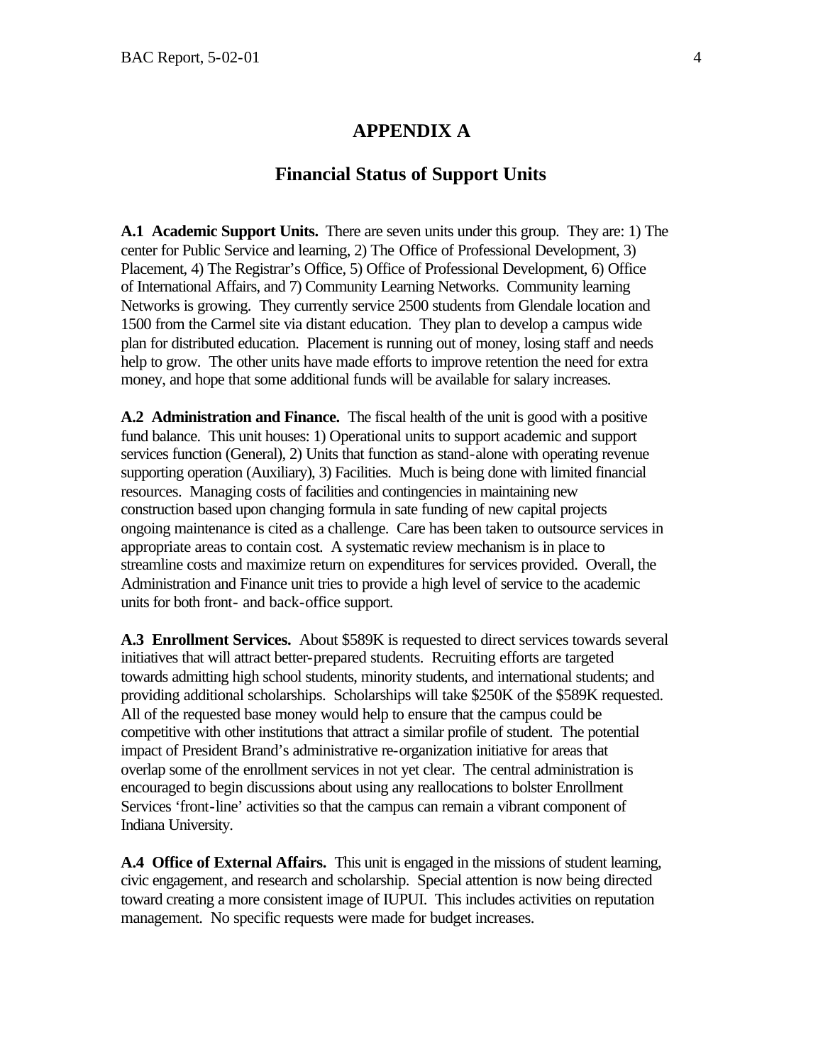# APPENDIX A

## Financial Status of Support Units

**A.1 Academic Support Units.** There are seven units under this group. They are: 1) The center for Public Service and learning, 2) The Office of Professional Development, 3) Placement, 4) The Registrar's Office, 5) Office of Professional Development, 6) Office of International Affairs, and 7) Community Learning Networks. Community learning Networks is growing. They currently service 2500 students from Glendale location and 1500 from the Carmel site via distant education. They plan to develop a campus wide plan for distributed education. Placement is running out of money, losing staff and needs help to grow. The other units have made efforts to improve retention the need for extra money, and hope that some additional funds will be available for salary increases.

**A.2 Administration and Finance.** The fiscal health of the unit is good with a positive fund balance. This unit houses: 1) Operational units to support academic and support services function (General), 2) Units that function as stand-alone with operating revenue supporting operation (Auxiliary), 3) Facilities. Much is being done with limited financial resources. Managing costs of facilities and contingencies in maintaining new construction based upon changing formula in sate funding of new capital projects ongoing maintenance is cited as a challenge. Care has been taken to outsource services in appropriate areas to contain cost. A systematic review mechanism is in place to streamline costs and maximize return on expenditures for services provided. Overall, the Administration and Finance unit tries to provide a high level of service to the academic units for both front- and back-office support.

**A.3 Enrollment Services.** About $589K is requested to direct services towards several initiatives that will attract better-prepared students. Recruiting efforts are targeted towards admitting high school students, minority students, and international students; and providing additional scholarships. Scholarships will take $250K of the $589K requested. All of the requested base money would help to ensure that the campus could be competitive with other institutions that attract a similar profile of student. The potential impact of President Brand's administrative re-organization initiative for areas that overlap some of the enrollment services in not yet clear. The central administration is encouraged to begin discussions about using any reallocations to bolster Enrollment Services 'front-line' activities so that the campus can remain a vibrant component of Indiana University.

**A.4 Office of External Affairs.** This unit is engaged in the missions of student learning, civic engagement, and research and scholarship. Special attention is now being directed toward creating a more consistent image of IUPUI. This includes activities on reputation management. No specific requests were made for budget increases.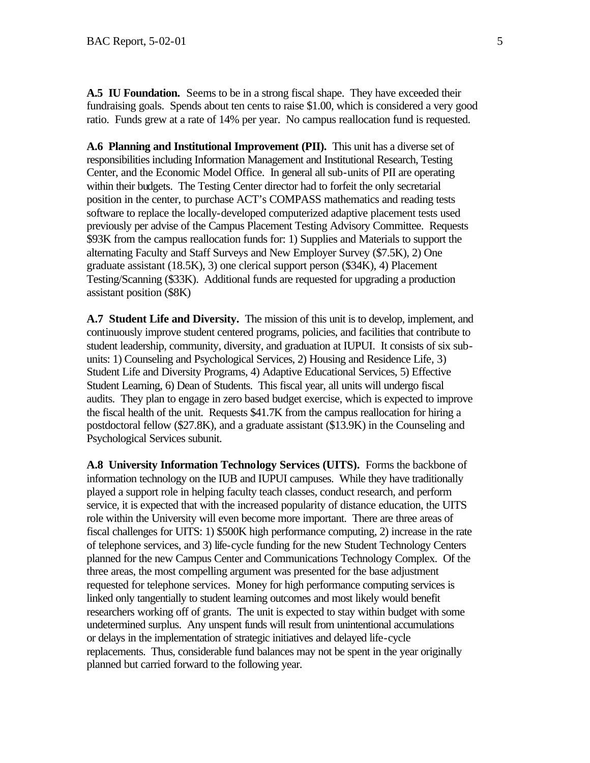**A.5 IU Foundation.** Seems to be in a strong fiscal shape. They have exceeded their fundraising goals. Spends about ten cents to raise $1.00, which is considered a very good ratio. Funds grew at a rate of 14% per year. No campus reallocation fund is requested.

**A.6 Planning and Institutional Improvement (PII).** This unit has a diverse set of responsibilities including Information Management and Institutional Research, Testing Center, and the Economic Model Office. In general all sub-units of PII are operating within their budgets. The Testing Center director had to forfeit the only secretarial position in the center, to purchase ACT's COMPASS mathematics and reading tests software to replace the locally-developed computerized adaptive placement tests used previously per advise of the Campus Placement Testing Advisory Committee. Requests $93K from the campus reallocation funds for: 1) Supplies and Materials to support the alternating Faculty and Staff Surveys and New Employer Survey ($7.5K), 2) One graduate assistant (18.5K), 3) one clerical support person ($34K), 4) Placement Testing/Scanning ($33K). Additional funds are requested for upgrading a production assistant position ($8K)

**A.7 Student Life and Diversity.** The mission of this unit is to develop, implement, and continuously improve student centered programs, policies, and facilities that contribute to student leadership, community, diversity, and graduation at IUPUI. It consists of six sub-units: 1) Counseling and Psychological Services, 2) Housing and Residence Life, 3) Student Life and Diversity Programs, 4) Adaptive Educational Services, 5) Effective Student Learning, 6) Dean of Students. This fiscal year, all units will undergo fiscal audits. They plan to engage in zero based budget exercise, which is expected to improve the fiscal health of the unit. Requests $41.7K from the campus reallocation for hiring a postdoctoral fellow ($27.8K), and a graduate assistant ($13.9K) in the Counseling and Psychological Services subunit.

**A.8 University Information Technology Services (UITS).** Forms the backbone of information technology on the IUB and IUPUI campuses. While they have traditionally played a support role in helping faculty teach classes, conduct research, and perform service, it is expected that with the increased popularity of distance education, the UITS role within the University will even become more important. There are three areas of fiscal challenges for UITS: 1) $500K high performance computing, 2) increase in the rate of telephone services, and 3) life-cycle funding for the new Student Technology Centers planned for the new Campus Center and Communications Technology Complex. Of the three areas, the most compelling argument was presented for the base adjustment requested for telephone services. Money for high performance computing services is linked only tangentially to student learning outcomes and most likely would benefit researchers working off of grants. The unit is expected to stay within budget with some undetermined surplus. Any unspent funds will result from unintentional accumulations or delays in the implementation of strategic initiatives and delayed life-cycle replacements. Thus, considerable fund balances may not be spent in the year originally planned but carried forward to the following year.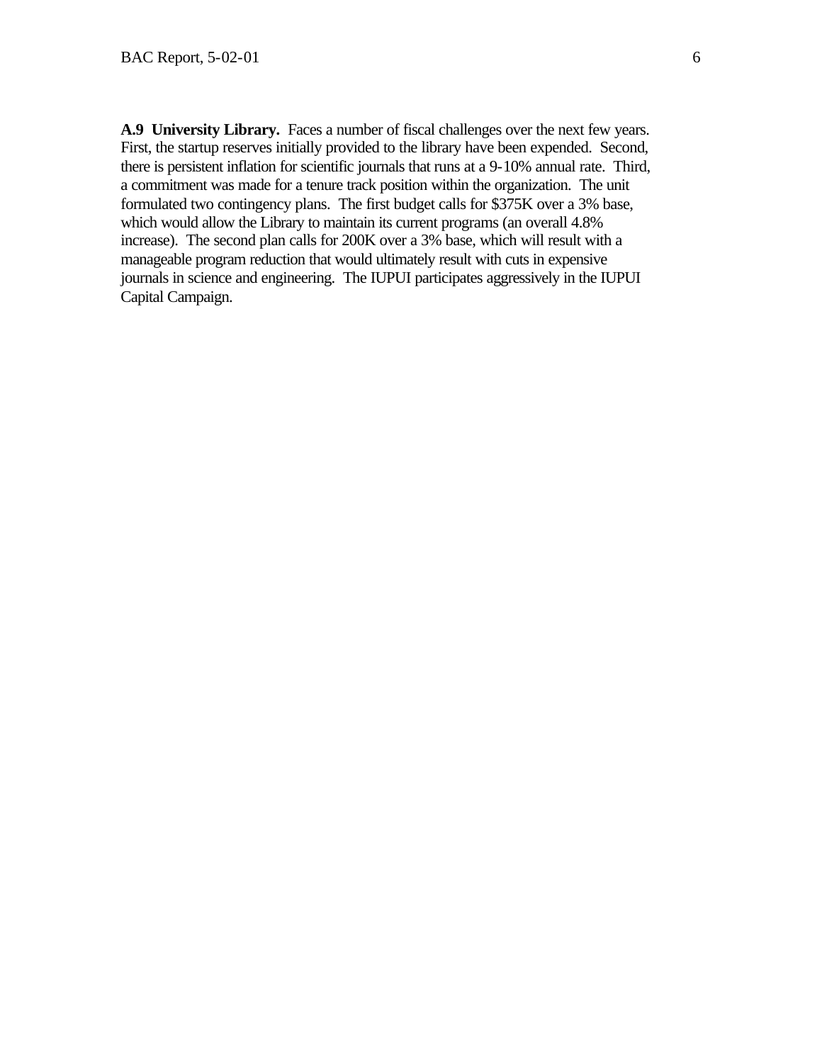**A.9 University Library.** Faces a number of fiscal challenges over the next few years. First, the startup reserves initially provided to the library have been expended. Second, there is persistent inflation for scientific journals that runs at a 9-10% annual rate. Third, a commitment was made for a tenure track position within the organization. The unit formulated two contingency plans. The first budget calls for $375K over a 3% base, which would allow the Library to maintain its current programs (an overall 4.8% increase). The second plan calls for 200K over a 3% base, which will result with a manageable program reduction that would ultimately result with cuts in expensive journals in science and engineering. The IUPUI participates aggressively in the IUPUI Capital Campaign.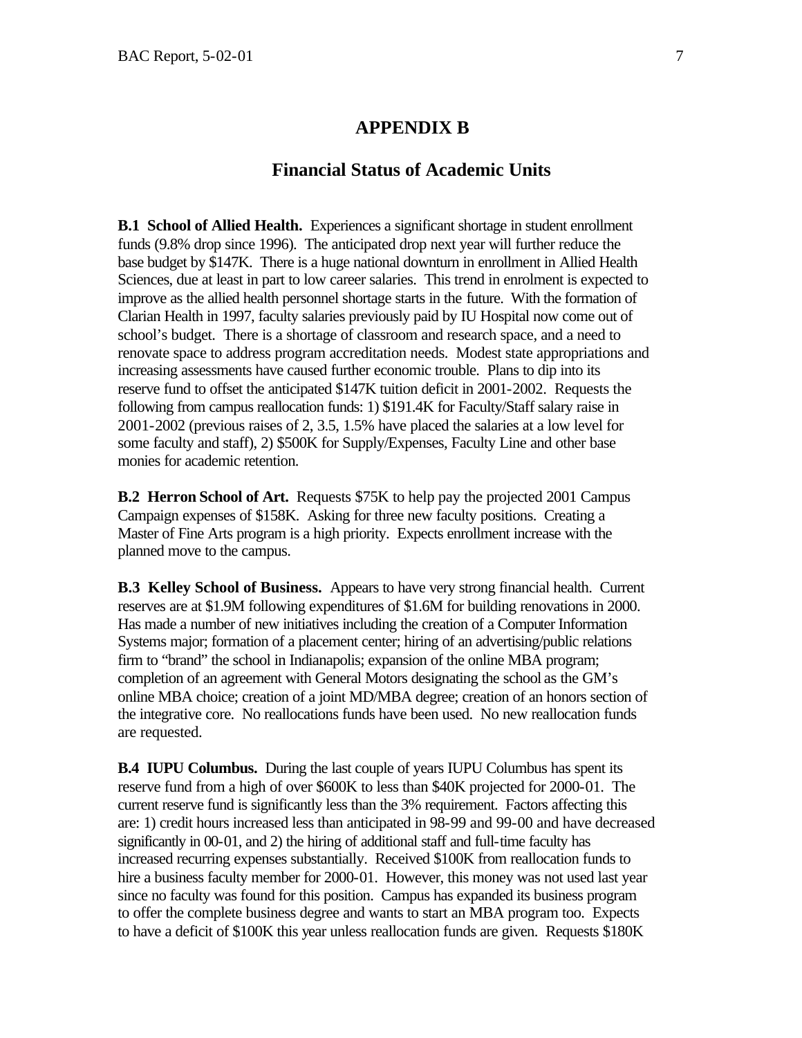# APPENDIX B

## Financial Status of Academic Units

**B.1 School of Allied Health.** Experiences a significant shortage in student enrollment funds (9.8% drop since 1996). The anticipated drop next year will further reduce the base budget by $147K. There is a huge national downturn in enrollment in Allied Health Sciences, due at least in part to low career salaries. This trend in enrolment is expected to improve as the allied health personnel shortage starts in the future. With the formation of Clarian Health in 1997, faculty salaries previously paid by IU Hospital now come out of school's budget. There is a shortage of classroom and research space, and a need to renovate space to address program accreditation needs. Modest state appropriations and increasing assessments have caused further economic trouble. Plans to dip into its reserve fund to offset the anticipated $147K tuition deficit in 2001-2002. Requests the following from campus reallocation funds: 1) $191.4K for Faculty/Staff salary raise in 2001-2002 (previous raises of 2, 3.5, 1.5% have placed the salaries at a low level for some faculty and staff), 2) $500K for Supply/Expenses, Faculty Line and other base monies for academic retention.

**B.2 Herron School of Art.** Requests $75K to help pay the projected 2001 Campus Campaign expenses of $158K. Asking for three new faculty positions. Creating a Master of Fine Arts program is a high priority. Expects enrollment increase with the planned move to the campus.

**B.3 Kelley School of Business.** Appears to have very strong financial health. Current reserves are at $1.9M following expenditures of $1.6M for building renovations in 2000. Has made a number of new initiatives including the creation of a Computer Information Systems major; formation of a placement center; hiring of an advertising/public relations firm to "brand" the school in Indianapolis; expansion of the online MBA program; completion of an agreement with General Motors designating the school as the GM's online MBA choice; creation of a joint MD/MBA degree; creation of an honors section of the integrative core. No reallocations funds have been used. No new reallocation funds are requested.

**B.4 IUPU Columbus.** During the last couple of years IUPU Columbus has spent its reserve fund from a high of over $600K to less than $40K projected for 2000-01. The current reserve fund is significantly less than the 3% requirement. Factors affecting this are: 1) credit hours increased less than anticipated in 98-99 and 99-00 and have decreased significantly in 00-01, and 2) the hiring of additional staff and full-time faculty has increased recurring expenses substantially. Received $100K from reallocation funds to hire a business faculty member for 2000-01. However, this money was not used last year since no faculty was found for this position. Campus has expanded its business program to offer the complete business degree and wants to start an MBA program too. Expects to have a deficit of $100K this year unless reallocation funds are given. Requests $180K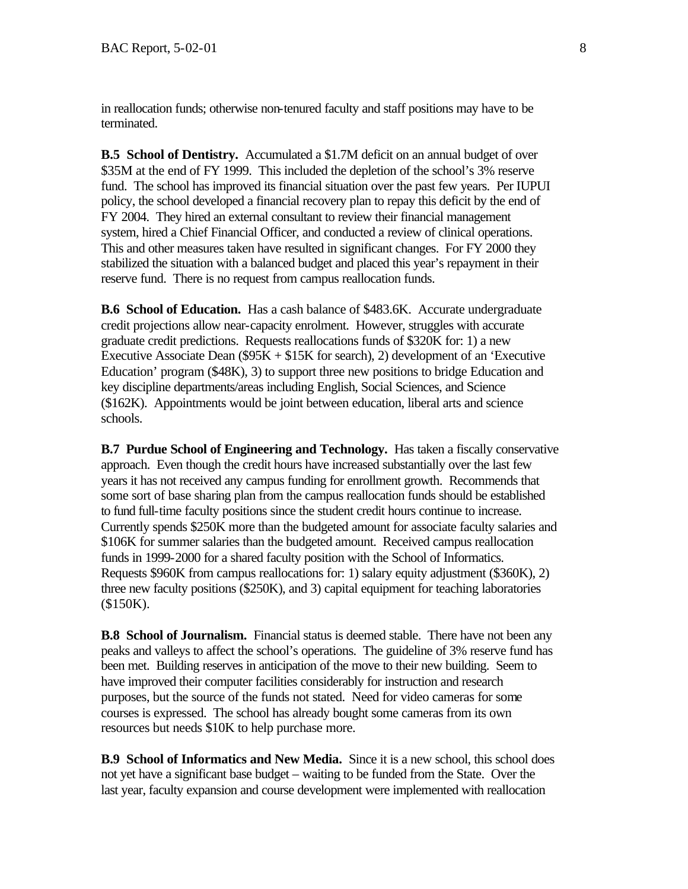in reallocation funds; otherwise non-tenured faculty and staff positions may have to be terminated.

**B.5 School of Dentistry.** Accumulated a $1.7M deficit on an annual budget of over $35M at the end of FY 1999. This included the depletion of the school's 3% reserve fund. The school has improved its financial situation over the past few years. Per IUPUI policy, the school developed a financial recovery plan to repay this deficit by the end of FY 2004. They hired an external consultant to review their financial management system, hired a Chief Financial Officer, and conducted a review of clinical operations. This and other measures taken have resulted in significant changes. For FY 2000 they stabilized the situation with a balanced budget and placed this year's repayment in their reserve fund. There is no request from campus reallocation funds.

**B.6 School of Education.** Has a cash balance of $483.6K. Accurate undergraduate credit projections allow near-capacity enrolment. However, struggles with accurate graduate credit predictions. Requests reallocations funds of $320K for: 1) a new Executive Associate Dean ($95K + $15K for search), 2) development of an 'Executive Education' program ($48K), 3) to support three new positions to bridge Education and key discipline departments/areas including English, Social Sciences, and Science ($162K). Appointments would be joint between education, liberal arts and science schools.

**B.7 Purdue School of Engineering and Technology.** Has taken a fiscally conservative approach. Even though the credit hours have increased substantially over the last few years it has not received any campus funding for enrollment growth. Recommends that some sort of base sharing plan from the campus reallocation funds should be established to fund full-time faculty positions since the student credit hours continue to increase. Currently spends $250K more than the budgeted amount for associate faculty salaries and $106K for summer salaries than the budgeted amount. Received campus reallocation funds in 1999-2000 for a shared faculty position with the School of Informatics. Requests $960K from campus reallocations for: 1) salary equity adjustment ($360K), 2) three new faculty positions ($250K), and 3) capital equipment for teaching laboratories ($150K).

**B.8 School of Journalism.** Financial status is deemed stable. There have not been any peaks and valleys to affect the school's operations. The guideline of 3% reserve fund has been met. Building reserves in anticipation of the move to their new building. Seem to have improved their computer facilities considerably for instruction and research purposes, but the source of the funds not stated. Need for video cameras for some courses is expressed. The school has already bought some cameras from its own resources but needs $10K to help purchase more.

**B.9 School of Informatics and New Media.** Since it is a new school, this school does not yet have a significant base budget – waiting to be funded from the State. Over the last year, faculty expansion and course development were implemented with reallocation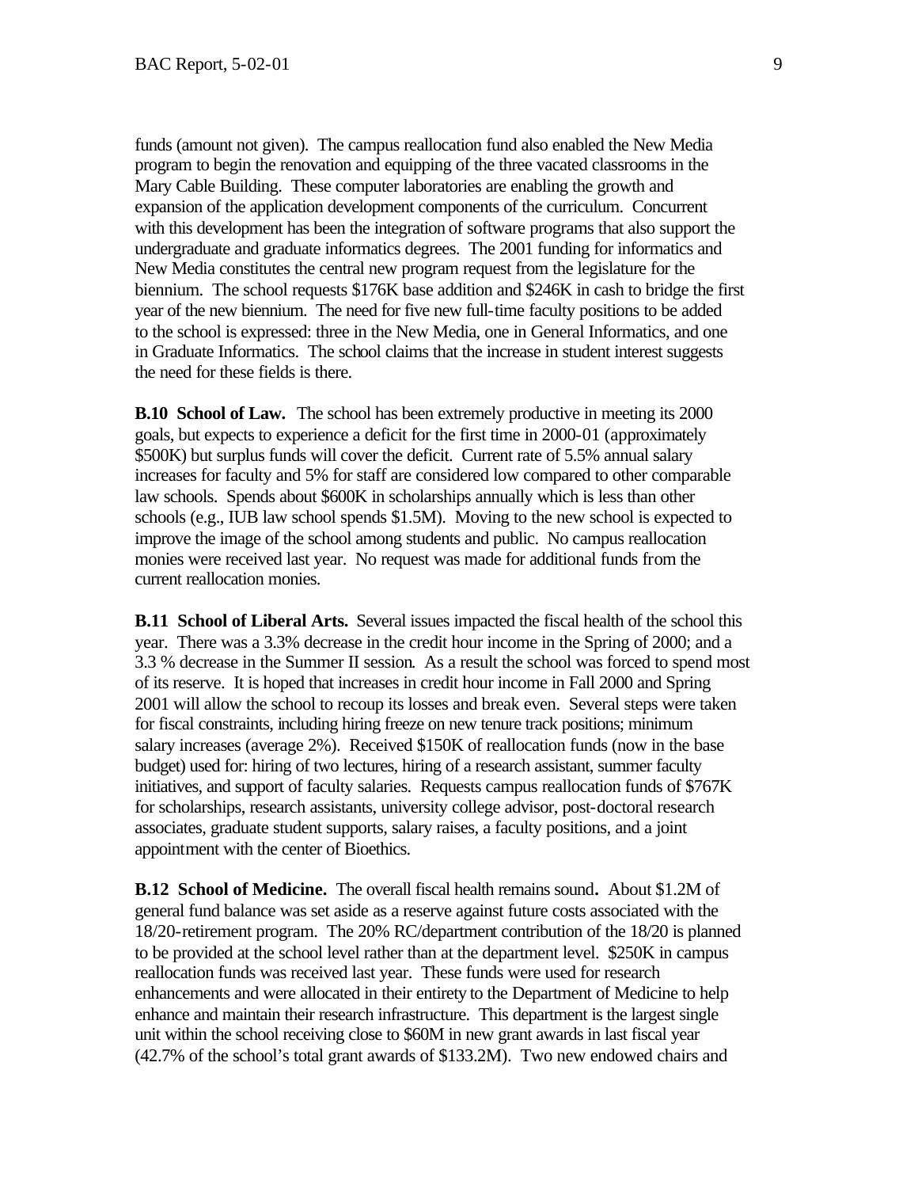funds (amount not given). The campus reallocation fund also enabled the New Media program to begin the renovation and equipping of the three vacated classrooms in the Mary Cable Building. These computer laboratories are enabling the growth and expansion of the application development components of the curriculum. Concurrent with this development has been the integration of software programs that also support the undergraduate and graduate informatics degrees. The 2001 funding for informatics and New Media constitutes the central new program request from the legislature for the biennium. The school requests $176K base addition and $246K in cash to bridge the first year of the new biennium. The need for five new full-time faculty positions to be added to the school is expressed: three in the New Media, one in General Informatics, and one in Graduate Informatics. The school claims that the increase in student interest suggests the need for these fields is there.

**B.10 School of Law.** The school has been extremely productive in meeting its 2000 goals, but expects to experience a deficit for the first time in 2000-01 (approximately $500K) but surplus funds will cover the deficit. Current rate of 5.5% annual salary increases for faculty and 5% for staff are considered low compared to other comparable law schools. Spends about $600K in scholarships annually which is less than other schools (e.g., IUB law school spends $1.5M). Moving to the new school is expected to improve the image of the school among students and public. No campus reallocation monies were received last year. No request was made for additional funds from the current reallocation monies.

**B.11 School of Liberal Arts.** Several issues impacted the fiscal health of the school this year. There was a 3.3% decrease in the credit hour income in the Spring of 2000; and a 3.3 % decrease in the Summer II session. As a result the school was forced to spend most of its reserve. It is hoped that increases in credit hour income in Fall 2000 and Spring 2001 will allow the school to recoup its losses and break even. Several steps were taken for fiscal constraints, including hiring freeze on new tenure track positions; minimum salary increases (average 2%). Received $150K of reallocation funds (now in the base budget) used for: hiring of two lectures, hiring of a research assistant, summer faculty initiatives, and support of faculty salaries. Requests campus reallocation funds of $767K for scholarships, research assistants, university college advisor, post-doctoral research associates, graduate student supports, salary raises, a faculty positions, and a joint appointment with the center of Bioethics.

**B.12 School of Medicine.** The overall fiscal health remains sound**.** About $1.2M of general fund balance was set aside as a reserve against future costs associated with the 18/20-retirement program. The 20% RC/department contribution of the 18/20 is planned to be provided at the school level rather than at the department level. $250K in campus reallocation funds was received last year. These funds were used for research enhancements and were allocated in their entirety to the Department of Medicine to help enhance and maintain their research infrastructure. This department is the largest single unit within the school receiving close to $60M in new grant awards in last fiscal year (42.7% of the school's total grant awards of $133.2M). Two new endowed chairs and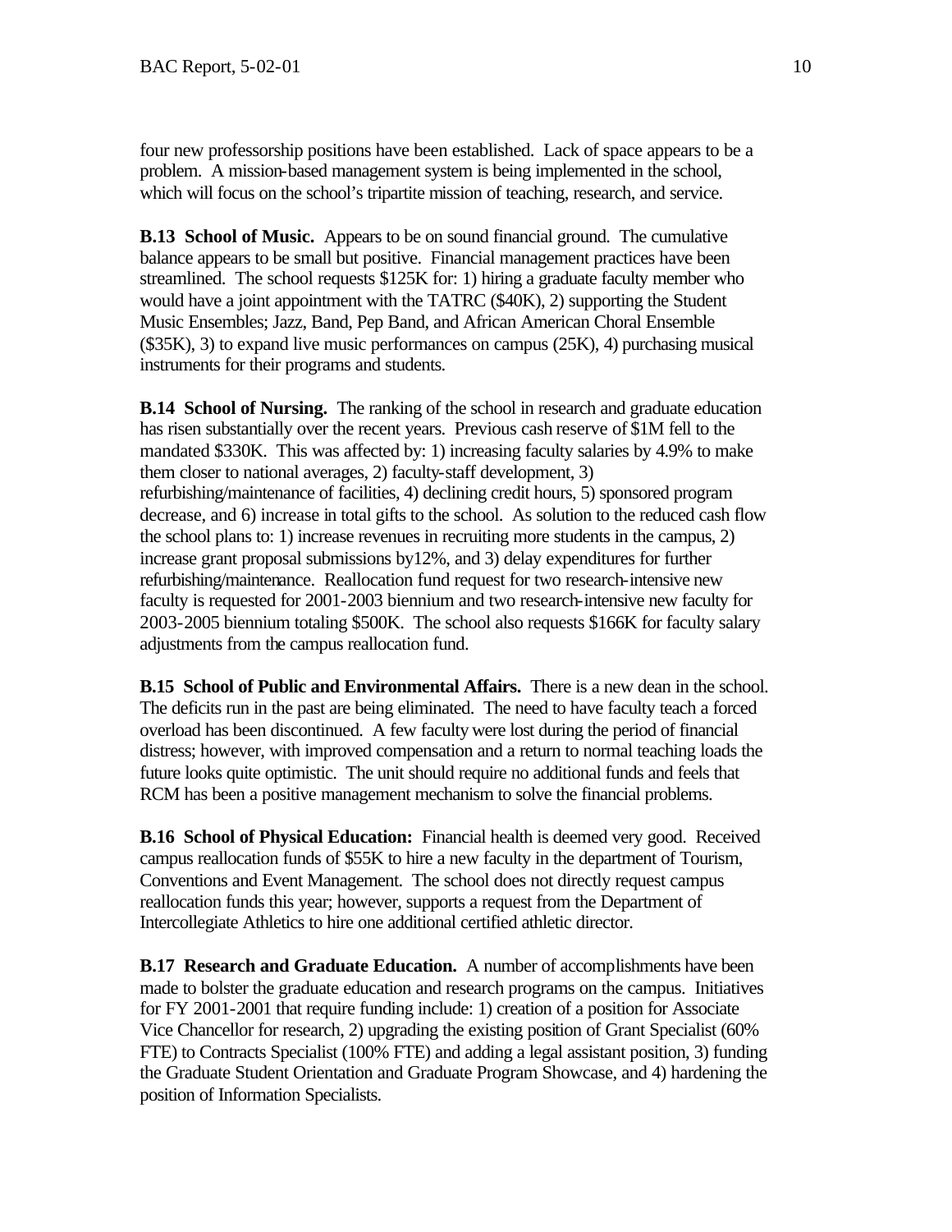four new professorship positions have been established. Lack of space appears to be a problem. A mission-based management system is being implemented in the school, which will focus on the school's tripartite mission of teaching, research, and service.

**B.13 School of Music.** Appears to be on sound financial ground. The cumulative balance appears to be small but positive. Financial management practices have been streamlined. The school requests $125K for: 1) hiring a graduate faculty member who would have a joint appointment with the TATRC ($40K), 2) supporting the Student Music Ensembles; Jazz, Band, Pep Band, and African American Choral Ensemble ($35K), 3) to expand live music performances on campus (25K), 4) purchasing musical instruments for their programs and students.

**B.14 School of Nursing.** The ranking of the school in research and graduate education has risen substantially over the recent years. Previous cash reserve of $1M fell to the mandated $330K. This was affected by: 1) increasing faculty salaries by 4.9% to make them closer to national averages, 2) faculty-staff development, 3) refurbishing/maintenance of facilities, 4) declining credit hours, 5) sponsored program decrease, and 6) increase in total gifts to the school. As solution to the reduced cash flow the school plans to: 1) increase revenues in recruiting more students in the campus, 2) increase grant proposal submissions by12%, and 3) delay expenditures for further refurbishing/maintenance. Reallocation fund request for two research-intensive new faculty is requested for 2001-2003 biennium and two research-intensive new faculty for 2003-2005 biennium totaling $500K. The school also requests $166K for faculty salary adjustments from the campus reallocation fund.

**B.15 School of Public and Environmental Affairs.** There is a new dean in the school. The deficits run in the past are being eliminated. The need to have faculty teach a forced overload has been discontinued. A few faculty were lost during the period of financial distress; however, with improved compensation and a return to normal teaching loads the future looks quite optimistic. The unit should require no additional funds and feels that RCM has been a positive management mechanism to solve the financial problems.

**B.16 School of Physical Education:** Financial health is deemed very good. Received campus reallocation funds of $55K to hire a new faculty in the department of Tourism, Conventions and Event Management. The school does not directly request campus reallocation funds this year; however, supports a request from the Department of Intercollegiate Athletics to hire one additional certified athletic director.

**B.17 Research and Graduate Education.** A number of accomplishments have been made to bolster the graduate education and research programs on the campus. Initiatives for FY 2001-2001 that require funding include: 1) creation of a position for Associate Vice Chancellor for research, 2) upgrading the existing position of Grant Specialist (60% FTE) to Contracts Specialist (100% FTE) and adding a legal assistant position, 3) funding the Graduate Student Orientation and Graduate Program Showcase, and 4) hardening the position of Information Specialists.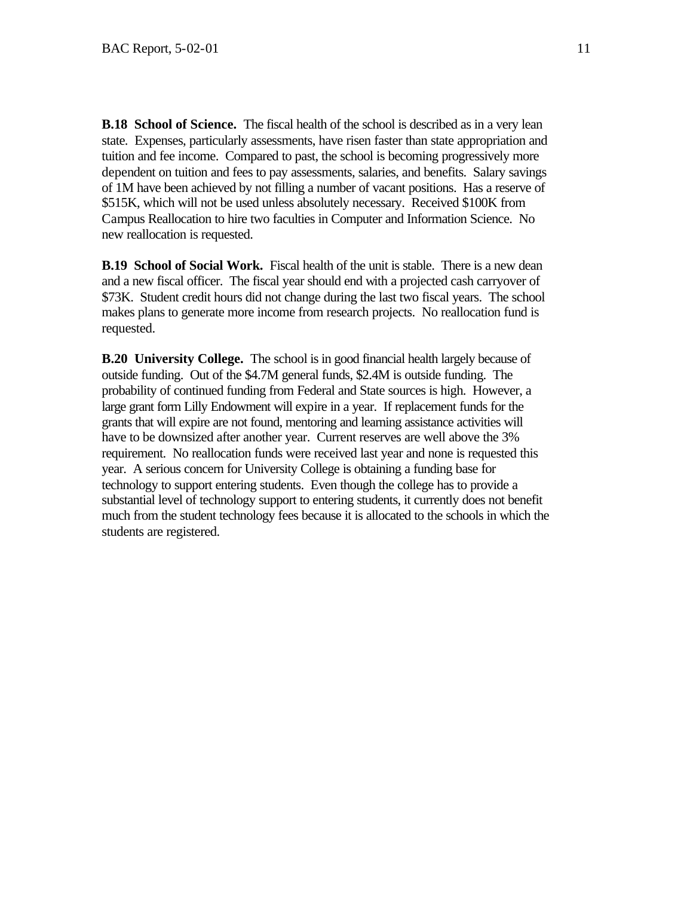**B.18 School of Science.** The fiscal health of the school is described as in a very lean state. Expenses, particularly assessments, have risen faster than state appropriation and tuition and fee income. Compared to past, the school is becoming progressively more dependent on tuition and fees to pay assessments, salaries, and benefits. Salary savings of 1M have been achieved by not filling a number of vacant positions. Has a reserve of $515K, which will not be used unless absolutely necessary. Received $100K from Campus Reallocation to hire two faculties in Computer and Information Science. No new reallocation is requested.

**B.19 School of Social Work.** Fiscal health of the unit is stable. There is a new dean and a new fiscal officer. The fiscal year should end with a projected cash carryover of $73K. Student credit hours did not change during the last two fiscal years. The school makes plans to generate more income from research projects. No reallocation fund is requested.

**B.20 University College.** The school is in good financial health largely because of outside funding. Out of the $4.7M general funds, $2.4M is outside funding. The probability of continued funding from Federal and State sources is high. However, a large grant form Lilly Endowment will expire in a year. If replacement funds for the grants that will expire are not found, mentoring and learning assistance activities will have to be downsized after another year. Current reserves are well above the 3% requirement. No reallocation funds were received last year and none is requested this year. A serious concern for University College is obtaining a funding base for technology to support entering students. Even though the college has to provide a substantial level of technology support to entering students, it currently does not benefit much from the student technology fees because it is allocated to the schools in which the students are registered.